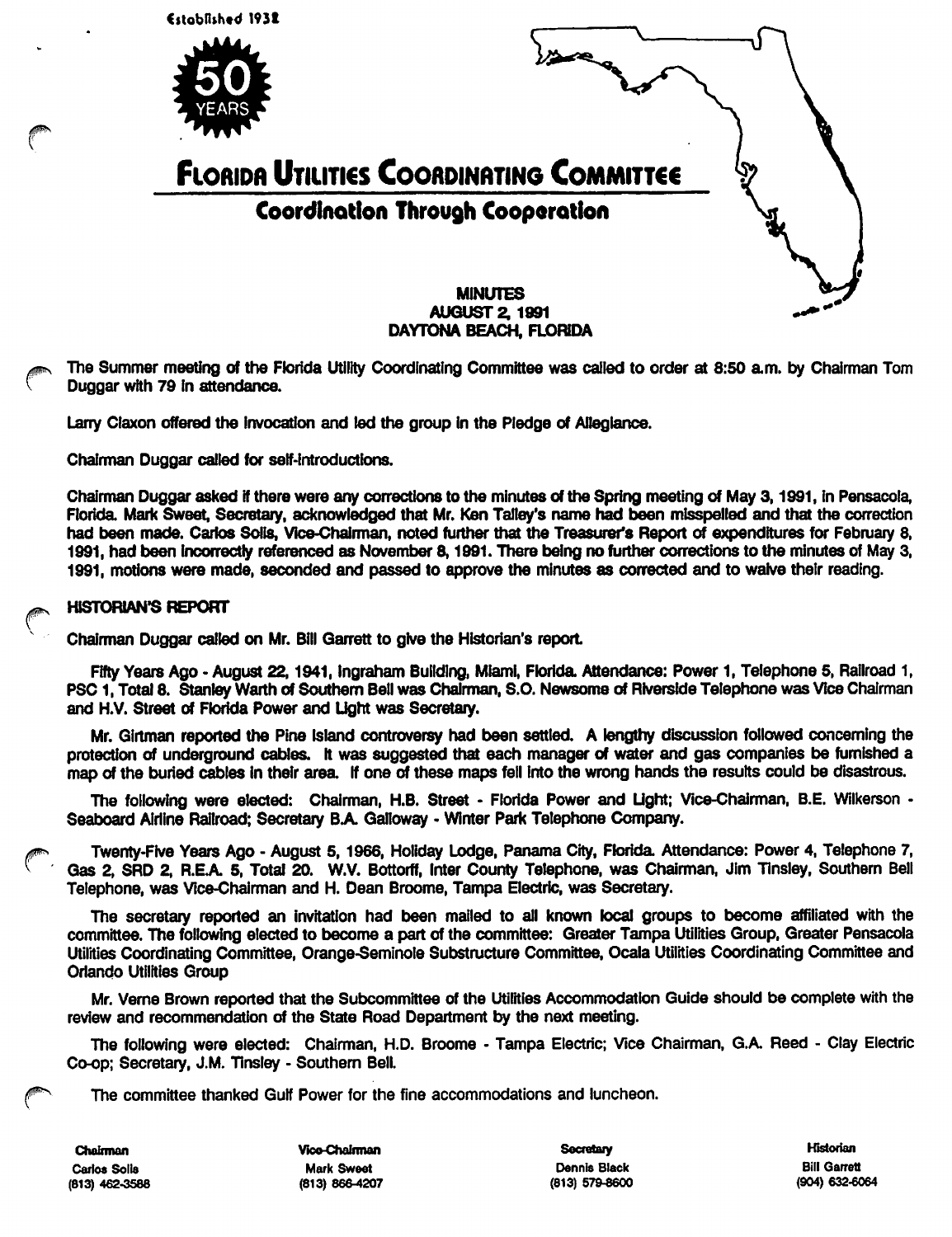Established 1932

50 YEARS

# FLORIDA UTILITIES COORDINATING COMMITTEE

## Coordination Through Cooperation

**MINUTES**
**AUGUST 2, 1991**
**DAYTONA BEACH, FLORIDA**

The Summer meeting of the Florida Utility Coordinating Committee was called to order at 8:50 a.m. by Chairman Tom Duggar with 79 in attendance.

Larry Claxon offered the invocation and led the group in the Pledge of Allegiance.

Chairman Duggar called for self-introductions.

Chairman Duggar asked if there were any corrections to the minutes of the Spring meeting of May 3, 1991, in Pensacola, Florida. Mark Sweet, Secretary, acknowledged that Mr. Ken Talley's name had been misspelled and that the correction had been made. Carlos Solis, Vice-Chairman, noted further that the Treasurer's Report of expenditures for February 8, 1991, had been incorrectly referenced as November 8, 1991. There being no further corrections to the minutes of May 3, 1991, motions were made, seconded and passed to approve the minutes as corrected and to waive their reading.

**HISTORIAN'S REPORT**

Chairman Duggar called on Mr. Bill Garrett to give the Historian's report.

Fifty Years Ago - August 22, 1941, Ingraham Building, Miami, Florida. Attendance: Power 1, Telephone 5, Railroad 1, PSC 1, Total 8. Stanley Warth of Southern Bell was Chairman, S.O. Newsome of Riverside Telephone was Vice Chairman and H.V. Street of Florida Power and Light was Secretary.

Mr. Girtman reported the Pine Island controversy had been settled. A lengthy discussion followed concerning the protection of underground cables. It was suggested that each manager of water and gas companies be furnished a map of the buried cables in their area. If one of these maps fell into the wrong hands the results could be disastrous.

The following were elected: Chairman, H.B. Street - Florida Power and Light; Vice-Chairman, B.E. Wilkerson - Seaboard Airline Railroad; Secretary B.A. Galloway - Winter Park Telephone Company.

Twenty-Five Years Ago - August 5, 1966, Holiday Lodge, Panama City, Florida. Attendance: Power 4, Telephone 7, Gas 2, SRD 2, R.E.A. 5, Total 20. W.V. Bottorff, Inter County Telephone, was Chairman, Jim Tinsley, Southern Bell Telephone, was Vice-Chairman and H. Dean Broome, Tampa Electric, was Secretary.

The secretary reported an invitation had been mailed to all known local groups to become affiliated with the committee. The following elected to become a part of the committee: Greater Tampa Utilities Group, Greater Pensacola Utilities Coordinating Committee, Orange-Seminole Substructure Committee, Ocala Utilities Coordinating Committee and Orlando Utilities Group

Mr. Verne Brown reported that the Subcommittee of the Utilities Accommodation Guide should be complete with the review and recommendation of the State Road Department by the next meeting.

The following were elected: Chairman, H.D. Broome - Tampa Electric; Vice Chairman, G.A. Reed - Clay Electric Co-op; Secretary, J.M. Tinsley - Southern Bell.

The committee thanked Gulf Power for the fine accommodations and luncheon.

| Chairman | Vice-Chairman | Secretary | Historian |
|---|---|---|---|
| Carlos Solis | Mark Sweet | Dennis Black | Bill Garrett |
| (813) 462-3588 | (813) 866-4207 | (813) 579-8600 | (904) 632-6064 |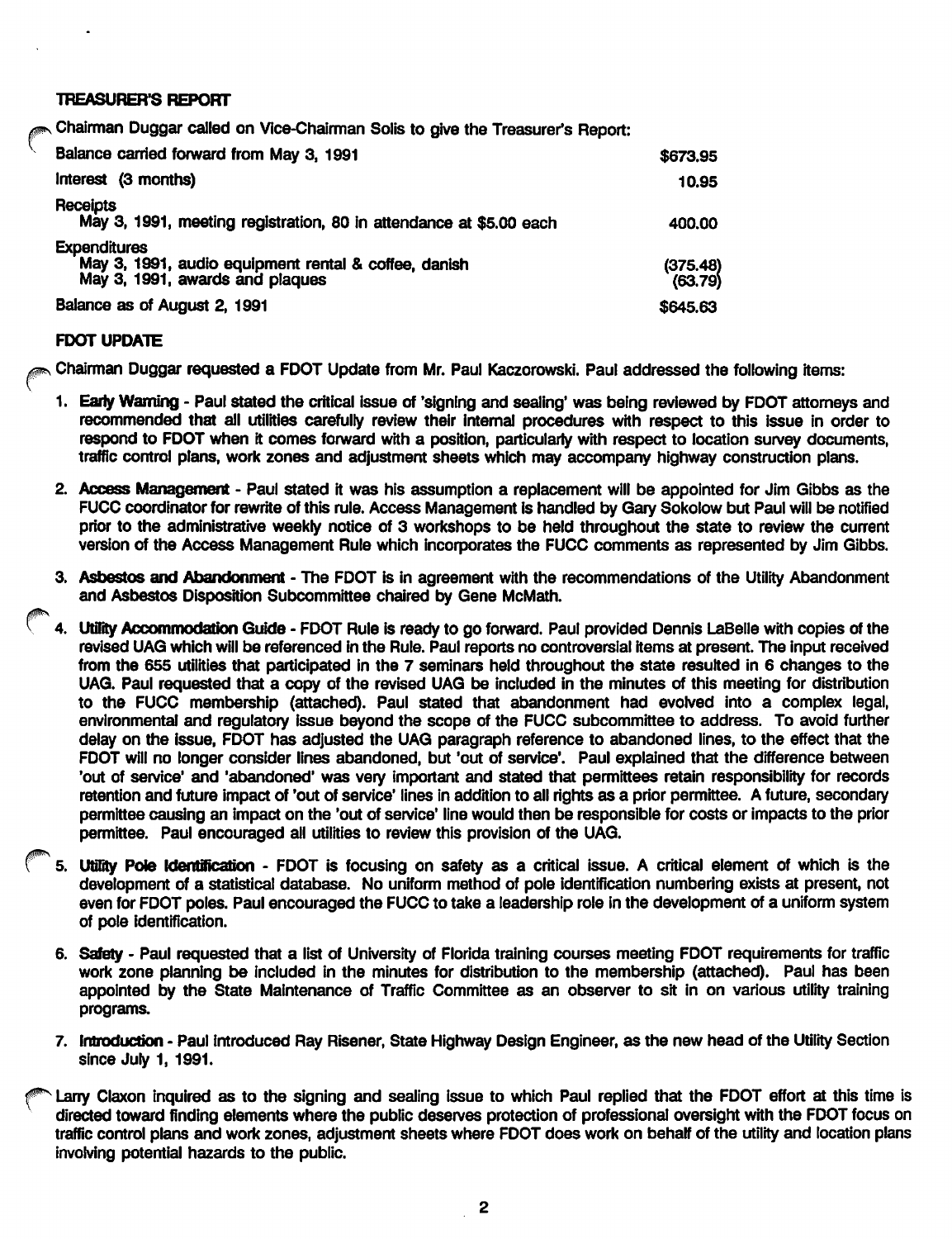## TREASURER'S REPORT

Chairman Duggar called on Vice-Chairman Solis to give the Treasurer's Report:

| | |
|---|---|
| Balance carried forward from May 3, 1991 | $673.95 |
| Interest (3 months) | 10.95 |
| Receipts | |
| May 3, 1991, meeting registration, 80 in attendance at $5.00 each | 400.00 |
| Expenditures | |
| May 3, 1991, audio equipment rental & coffee, danish | (375.48) |
| May 3, 1991, awards and plaques | (63.79) |
| Balance as of August 2, 1991 | $645.63 |

## FDOT UPDATE

Chairman Duggar requested a FDOT Update from Mr. Paul Kaczorowski. Paul addressed the following items:

1. **Early Warning** - Paul stated the critical issue of 'signing and sealing' was being reviewed by FDOT attorneys and recommended that all utilities carefully review their internal procedures with respect to this issue in order to respond to FDOT when it comes forward with a position, particularly with respect to location survey documents, traffic control plans, work zones and adjustment sheets which may accompany highway construction plans.

2. **Access Management** - Paul stated it was his assumption a replacement will be appointed for Jim Gibbs as the FUCC coordinator for rewrite of this rule. Access Management is handled by Gary Sokolow but Paul will be notified prior to the administrative weekly notice of 3 workshops to be held throughout the state to review the current version of the Access Management Rule which incorporates the FUCC comments as represented by Jim Gibbs.

3. **Asbestos and Abandonment** - The FDOT is in agreement with the recommendations of the Utility Abandonment and Asbestos Disposition Subcommittee chaired by Gene McMath.

4. **Utility Accommodation Guide** - FDOT Rule is ready to go forward. Paul provided Dennis LaBelle with copies of the revised UAG which will be referenced in the Rule. Paul reports no controversial items at present. The input received from the 655 utilities that participated in the 7 seminars held throughout the state resulted in 6 changes to the UAG. Paul requested that a copy of the revised UAG be included in the minutes of this meeting for distribution to the FUCC membership (attached). Paul stated that abandonment had evolved into a complex legal, environmental and regulatory issue beyond the scope of the FUCC subcommittee to address. To avoid further delay on the issue, FDOT has adjusted the UAG paragraph reference to abandoned lines, to the effect that the FDOT will no longer consider lines abandoned, but 'out of service'. Paul explained that the difference between 'out of service' and 'abandoned' was very important and stated that permittees retain responsibility for records retention and future impact of 'out of service' lines in addition to all rights as a prior permittee. A future, secondary permittee causing an impact on the 'out of service' line would then be responsible for costs or impacts to the prior permittee. Paul encouraged all utilities to review this provision of the UAG.

5. **Utility Pole Identification** - FDOT is focusing on safety as a critical issue. A critical element of which is the development of a statistical database. No uniform method of pole identification numbering exists at present, not even for FDOT poles. Paul encouraged the FUCC to take a leadership role in the development of a uniform system of pole identification.

6. **Safety** - Paul requested that a list of University of Florida training courses meeting FDOT requirements for traffic work zone planning be included in the minutes for distribution to the membership (attached). Paul has been appointed by the State Maintenance of Traffic Committee as an observer to sit in on various utility training programs.

7. **Introduction** - Paul introduced Ray Risener, State Highway Design Engineer, as the new head of the Utility Section since July 1, 1991.

Larry Claxon inquired as to the signing and sealing issue to which Paul replied that the FDOT effort at this time is directed toward finding elements where the public deserves protection of professional oversight with the FDOT focus on traffic control plans and work zones, adjustment sheets where FDOT does work on behalf of the utility and location plans involving potential hazards to the public.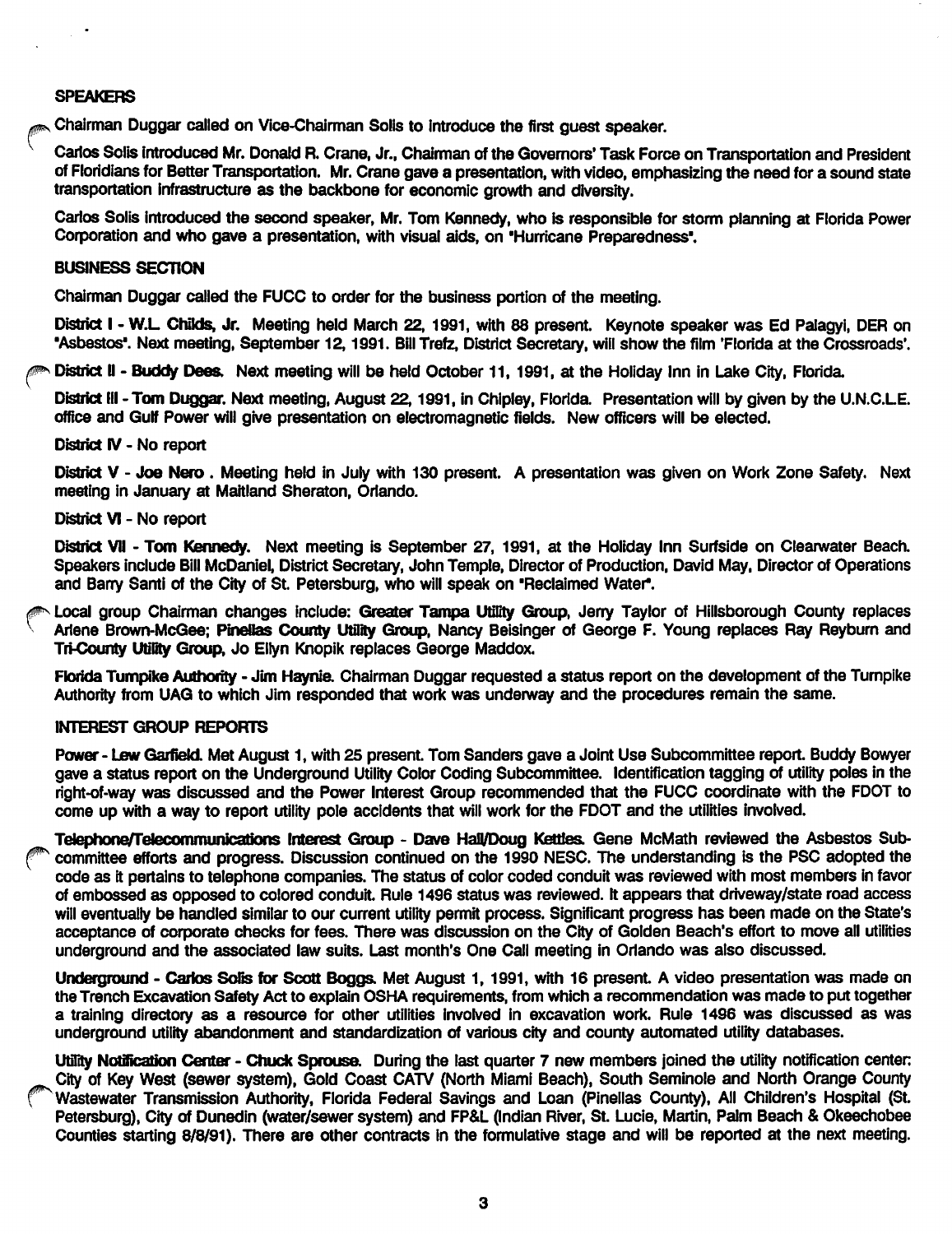**SPEAKERS**

Chairman Duggar called on Vice-Chairman Solis to introduce the first guest speaker.

Carlos Solis introduced Mr. Donald R. Crane, Jr., Chairman of the Governors' Task Force on Transportation and President of Floridians for Better Transportation. Mr. Crane gave a presentation, with video, emphasizing the need for a sound state transportation infrastructure as the backbone for economic growth and diversity.

Carlos Solis introduced the second speaker, Mr. Tom Kennedy, who is responsible for storm planning at Florida Power Corporation and who gave a presentation, with visual aids, on "Hurricane Preparedness".

**BUSINESS SECTION**

Chairman Duggar called the FUCC to order for the business portion of the meeting.

**District I - W.L. Childs, Jr.** Meeting held March 22, 1991, with 88 present. Keynote speaker was Ed Palagyi, DER on "Asbestos". Next meeting, September 12, 1991. Bill Trefz, District Secretary, will show the film 'Florida at the Crossroads'.

**District II - Buddy Dees.** Next meeting will be held October 11, 1991, at the Holiday Inn in Lake City, Florida.

**District III - Tom Duggar.** Next meeting, August 22, 1991, in Chipley, Florida. Presentation will by given by the U.N.C.L.E. office and Gulf Power will give presentation on electromagnetic fields. New officers will be elected.

**District IV** - No report

**District V - Joe Nero .** Meeting held in July with 130 present. A presentation was given on Work Zone Safety. Next meeting in January at Maitland Sheraton, Orlando.

**District VI** - No report

**District VII - Tom Kennedy.** Next meeting is September 27, 1991, at the Holiday Inn Surfside on Clearwater Beach. Speakers include Bill McDaniel, District Secretary, John Temple, Director of Production, David May, Director of Operations and Barry Santi of the City of St. Petersburg, who will speak on "Reclaimed Water".

Local group Chairman changes include: **Greater Tampa Utility Group**, Jerry Taylor of Hillsborough County replaces Arlene Brown-McGee; **Pinellas County Utility Group**, Nancy Beisinger of George F. Young replaces Ray Reyburn and **Tri-County Utility Group**, Jo Ellyn Knopik replaces George Maddox.

**Florida Turnpike Authority - Jim Haynie.** Chairman Duggar requested a status report on the development of the Turnpike Authority from UAG to which Jim responded that work was underway and the procedures remain the same.

**INTEREST GROUP REPORTS**

**Power - Lew Garfield.** Met August 1, with 25 present. Tom Sanders gave a Joint Use Subcommittee report. Buddy Bowyer gave a status report on the Underground Utility Color Coding Subcommittee. Identification tagging of utility poles in the right-of-way was discussed and the Power Interest Group recommended that the FUCC coordinate with the FDOT to come up with a way to report utility pole accidents that will work for the FDOT and the utilities involved.

**Telephone/Telecommunications Interest Group - Dave Hall/Doug Kettles.** Gene McMath reviewed the Asbestos Subcommittee efforts and progress. Discussion continued on the 1990 NESC. The understanding is the PSC adopted the code as it pertains to telephone companies. The status of color coded conduit was reviewed with most members in favor of embossed as opposed to colored conduit. Rule 1496 status was reviewed. It appears that driveway/state road access will eventually be handled similar to our current utility permit process. Significant progress has been made on the State's acceptance of corporate checks for fees. There was discussion on the City of Golden Beach's effort to move all utilities underground and the associated law suits. Last month's One Call meeting in Orlando was also discussed.

**Underground - Carlos Solis for Scott Boggs.** Met August 1, 1991, with 16 present. A video presentation was made on the Trench Excavation Safety Act to explain OSHA requirements, from which a recommendation was made to put together a training directory as a resource for other utilities involved in excavation work. Rule 1496 was discussed as was underground utility abandonment and standardization of various city and county automated utility databases.

**Utility Notification Center - Chuck Sprouse.** During the last quarter 7 new members joined the utility notification center: City of Key West (sewer system), Gold Coast CATV (North Miami Beach), South Seminole and North Orange County Wastewater Transmission Authority, Florida Federal Savings and Loan (Pinellas County), All Children's Hospital (St. Petersburg), City of Dunedin (water/sewer system) and FP&L (Indian River, St. Lucie, Martin, Palm Beach & Okeechobee Counties starting 8/8/91). There are other contracts in the formulative stage and will be reported at the next meeting.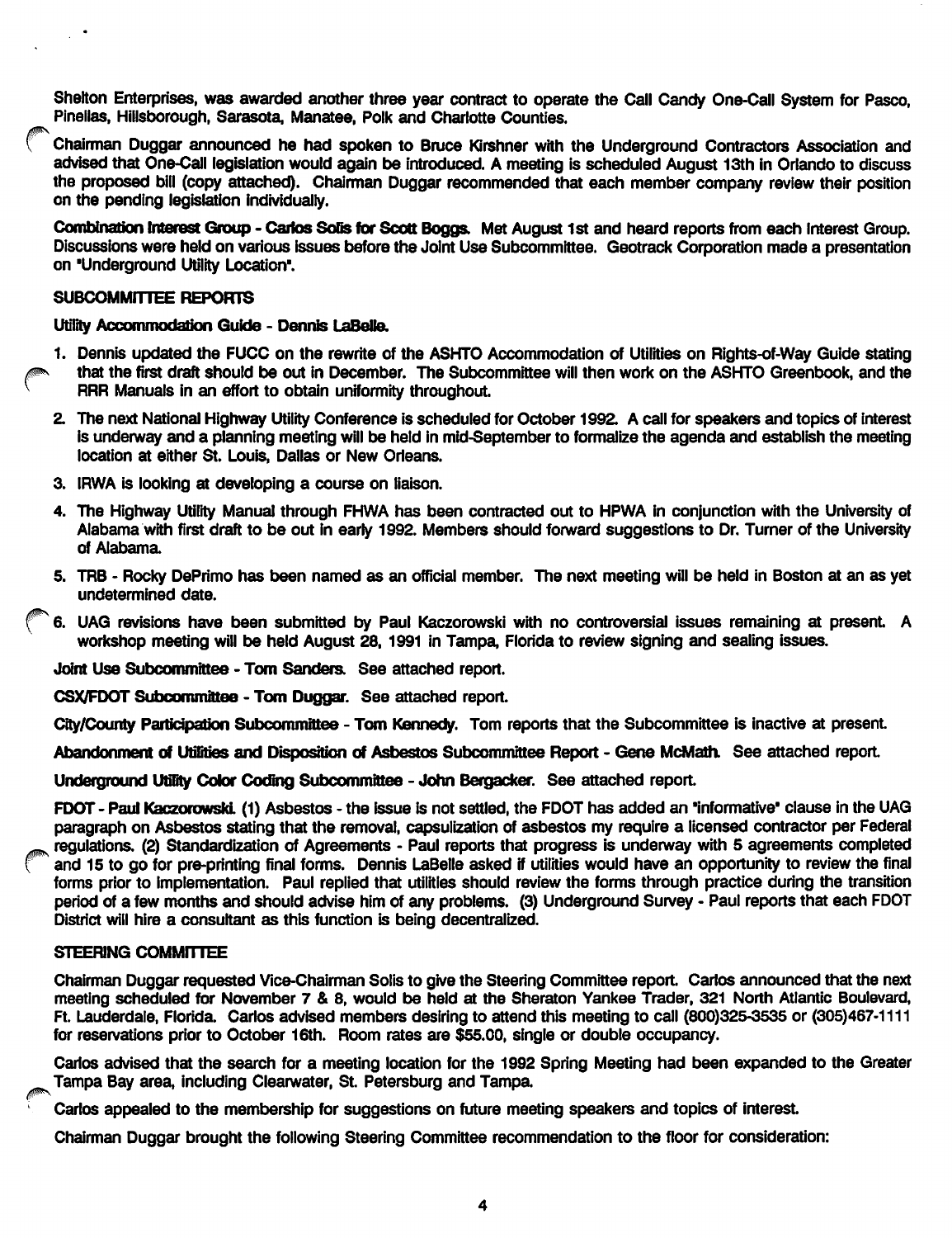Shelton Enterprises, was awarded another three year contract to operate the Call Candy One-Call System for Pasco, Pinellas, Hillsborough, Sarasota, Manatee, Polk and Charlotte Counties.

Chairman Duggar announced he had spoken to Bruce Kirshner with the Underground Contractors Association and advised that One-Call legislation would again be introduced. A meeting is scheduled August 13th in Orlando to discuss the proposed bill (copy attached). Chairman Duggar recommended that each member company review their position on the pending legislation individually.

**Combination Interest Group - Carlos Solis for Scott Boggs.** Met August 1st and heard reports from each Interest Group. Discussions were held on various issues before the Joint Use Subcommittee. Geotrack Corporation made a presentation on "Underground Utility Location".

**SUBCOMMITTEE REPORTS**

**Utility Accommodation Guide - Dennis LaBelle.**

1. Dennis updated the FUCC on the rewrite of the ASHTO Accommodation of Utilities on Rights-of-Way Guide stating that the first draft should be out in December. The Subcommittee will then work on the ASHTO Greenbook, and the RRR Manuals in an effort to obtain uniformity throughout.
2. The next National Highway Utility Conference is scheduled for October 1992. A call for speakers and topics of interest is underway and a planning meeting will be held in mid-September to formalize the agenda and establish the meeting location at either St. Louis, Dallas or New Orleans.
3. IRWA is looking at developing a course on liaison.
4. The Highway Utility Manual through FHWA has been contracted out to HPWA in conjunction with the University of Alabama with first draft to be out in early 1992. Members should forward suggestions to Dr. Turner of the University of Alabama.
5. TRB - Rocky DePrimo has been named as an official member. The next meeting will be held in Boston at an as yet undetermined date.
6. UAG revisions have been submitted by Paul Kaczorowski with no controversial issues remaining at present. A workshop meeting will be held August 28, 1991 in Tampa, Florida to review signing and sealing issues.

**Joint Use Subcommittee - Tom Sanders.** See attached report.

**CSX/FDOT Subcommittee - Tom Duggar.** See attached report.

**City/County Participation Subcommittee - Tom Kennedy.** Tom reports that the Subcommittee is inactive at present.

**Abandonment of Utilities and Disposition of Asbestos Subcommittee Report - Gene McMath.** See attached report.

**Underground Utility Color Coding Subcommittee - John Bergacker.** See attached report.

**FDOT - Paul Kaczorowski.** (1) Asbestos - the issue is not settled, the FDOT has added an "informative" clause in the UAG paragraph on Asbestos stating that the removal, capsulization of asbestos my require a licensed contractor per Federal regulations. (2) Standardization of Agreements - Paul reports that progress is underway with 5 agreements completed and 15 to go for pre-printing final forms. Dennis LaBelle asked if utilities would have an opportunity to review the final forms prior to implementation. Paul replied that utilities should review the forms through practice during the transition period of a few months and should advise him of any problems. (3) Underground Survey - Paul reports that each FDOT District will hire a consultant as this function is being decentralized.

**STEERING COMMITTEE**

Chairman Duggar requested Vice-Chairman Solis to give the Steering Committee report. Carlos announced that the next meeting scheduled for November 7 & 8, would be held at the Sheraton Yankee Trader, 321 North Atlantic Boulevard, Ft. Lauderdale, Florida. Carlos advised members desiring to attend this meeting to call (800)325-3535 or (305)467-1111 for reservations prior to October 16th. Room rates are $55.00, single or double occupancy.

Carlos advised that the search for a meeting location for the 1992 Spring Meeting had been expanded to the Greater Tampa Bay area, including Clearwater, St. Petersburg and Tampa.

Carlos appealed to the membership for suggestions on future meeting speakers and topics of interest.

Chairman Duggar brought the following Steering Committee recommendation to the floor for consideration: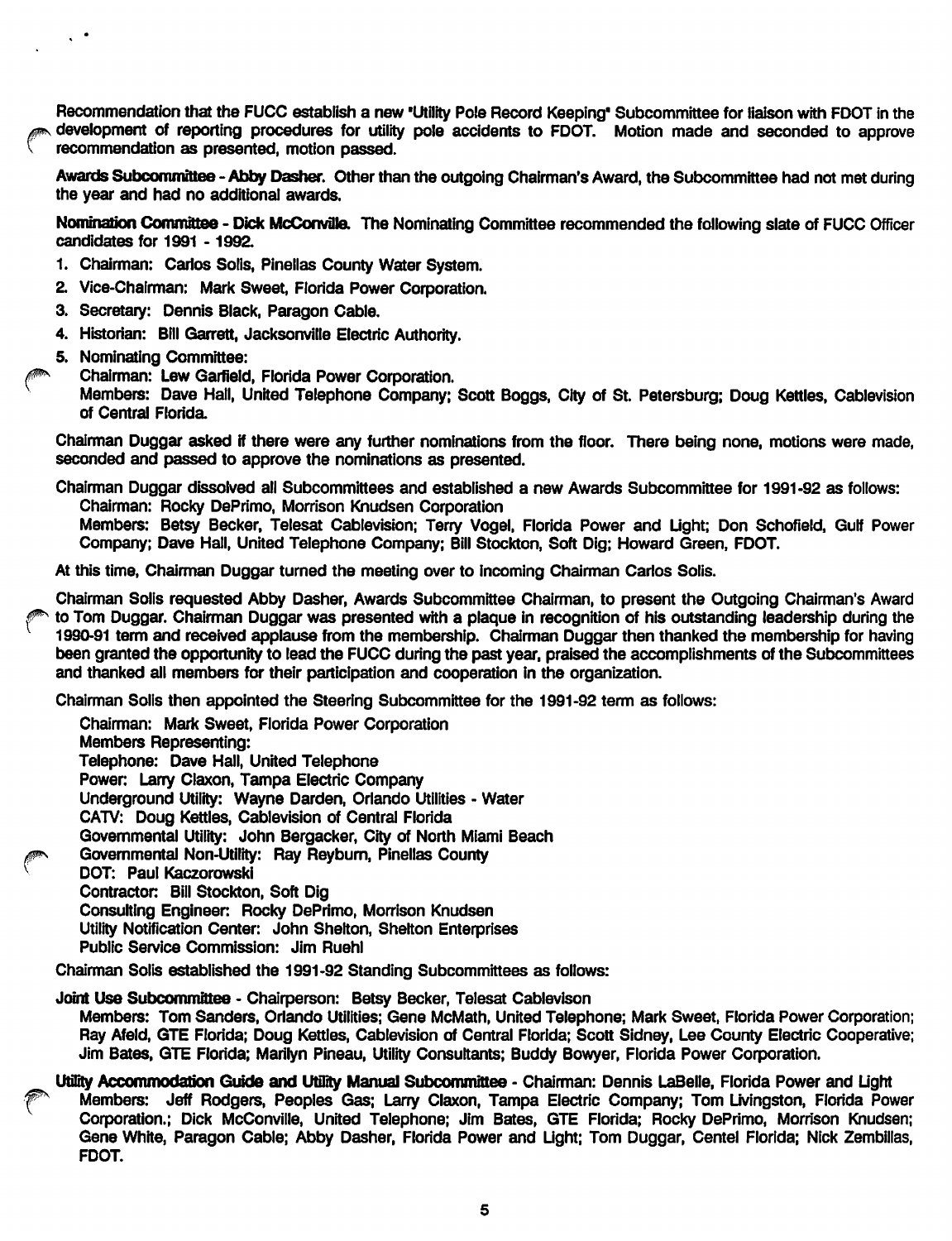Recommendation that the FUCC establish a new "Utility Pole Record Keeping" Subcommittee for liaison with FDOT in the development of reporting procedures for utility pole accidents to FDOT. Motion made and seconded to approve recommendation as presented, motion passed.

**Awards Subcommittee - Abby Dasher.** Other than the outgoing Chairman's Award, the Subcommittee had not met during the year and had no additional awards.

**Nomination Committee - Dick McConville.** The Nominating Committee recommended the following slate of FUCC Officer candidates for 1991 - 1992.

1. Chairman: Carlos Solis, Pinellas County Water System.
2. Vice-Chairman: Mark Sweet, Florida Power Corporation.
3. Secretary: Dennis Black, Paragon Cable.
4. Historian: Bill Garrett, Jacksonville Electric Authority.
5. Nominating Committee:
   Chairman: Lew Garfield, Florida Power Corporation.
   Members: Dave Hall, United Telephone Company; Scott Boggs, City of St. Petersburg; Doug Kettles, Cablevision of Central Florida.

Chairman Duggar asked if there were any further nominations from the floor. There being none, motions were made, seconded and passed to approve the nominations as presented.

Chairman Duggar dissolved all Subcommittees and established a new Awards Subcommittee for 1991-92 as follows:
Chairman: Rocky DePrimo, Morrison Knudsen Corporation
Members: Betsy Becker, Telesat Cablevision; Terry Vogel, Florida Power and Light; Don Schofield, Gulf Power Company; Dave Hall, United Telephone Company; Bill Stockton, Soft Dig; Howard Green, FDOT.

At this time, Chairman Duggar turned the meeting over to incoming Chairman Carlos Solis.

Chairman Solis requested Abby Dasher, Awards Subcommittee Chairman, to present the Outgoing Chairman's Award to Tom Duggar. Chairman Duggar was presented with a plaque in recognition of his outstanding leadership during the 1990-91 term and received applause from the membership. Chairman Duggar then thanked the membership for having been granted the opportunity to lead the FUCC during the past year, praised the accomplishments of the Subcommittees and thanked all members for their participation and cooperation in the organization.

Chairman Solis then appointed the Steering Subcommittee for the 1991-92 term as follows:

Chairman: Mark Sweet, Florida Power Corporation
Members Representing:
Telephone: Dave Hall, United Telephone
Power: Larry Claxon, Tampa Electric Company
Underground Utility: Wayne Darden, Orlando Utilities - Water
CATV: Doug Kettles, Cablevision of Central Florida
Governmental Utility: John Bergacker, City of North Miami Beach
Governmental Non-Utility: Ray Reyburn, Pinellas County
DOT: Paul Kaczorowski
Contractor: Bill Stockton, Soft Dig
Consulting Engineer: Rocky DePrimo, Morrison Knudsen
Utility Notification Center: John Shelton, Shelton Enterprises
Public Service Commission: Jim Ruehl

Chairman Solis established the 1991-92 Standing Subcommittees as follows:

**Joint Use Subcommittee** - Chairperson: Betsy Becker, Telesat Cablevison
Members: Tom Sanders, Orlando Utilities; Gene McMath, United Telephone; Mark Sweet, Florida Power Corporation; Ray Afeld, GTE Florida; Doug Kettles, Cablevision of Central Florida; Scott Sidney, Lee County Electric Cooperative; Jim Bates, GTE Florida; Marilyn Pineau, Utility Consultants; Buddy Bowyer, Florida Power Corporation.

**Utility Accommodation Guide and Utility Manual Subcommittee** - Chairman: Dennis LaBelle, Florida Power and Light
Members: Jeff Rodgers, Peoples Gas; Larry Claxon, Tampa Electric Company; Tom Livingston, Florida Power Corporation.; Dick McConville, United Telephone; Jim Bates, GTE Florida; Rocky DePrimo, Morrison Knudsen; Gene White, Paragon Cable; Abby Dasher, Florida Power and Light; Tom Duggar, Centel Florida; Nick Zembillas, FDOT.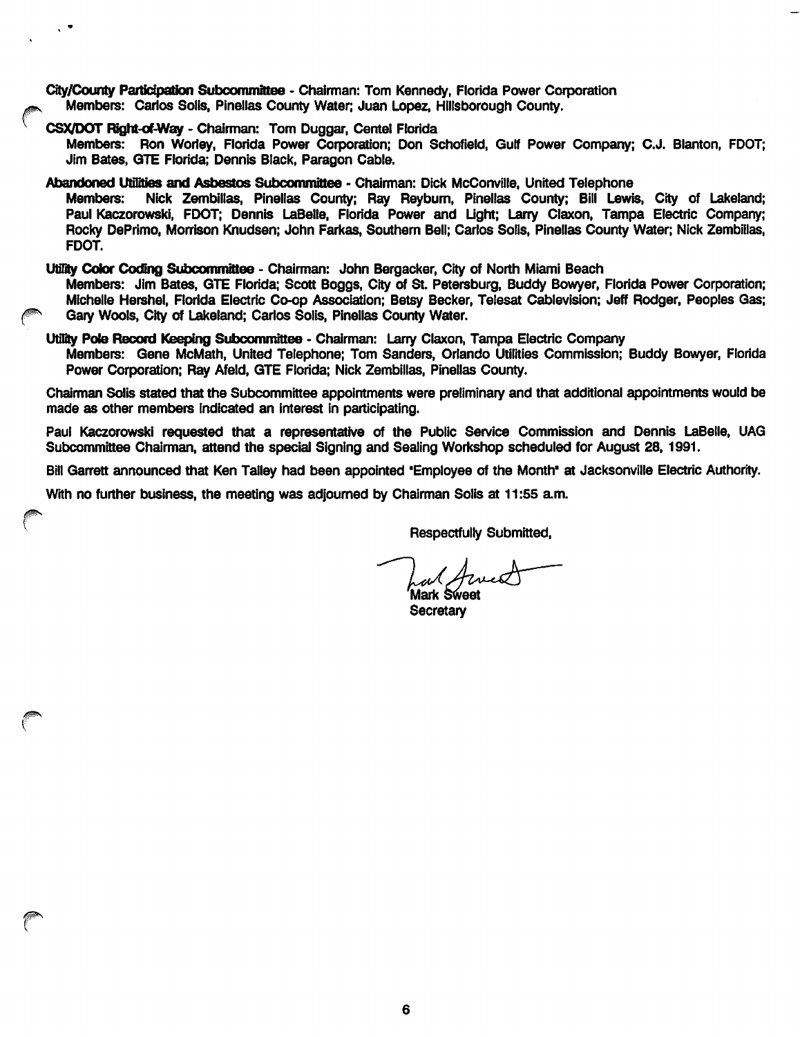**City/County Participation Subcommittee** - Chairman: Tom Kennedy, Florida Power Corporation
Members: Carlos Solis, Pinellas County Water; Juan Lopez, Hillsborough County.

**CSX/DOT Right-of-Way** - Chairman: Tom Duggar, Centel Florida
Members: Ron Worley, Florida Power Corporation; Don Schofield, Gulf Power Company; C.J. Blanton, FDOT; Jim Bates, GTE Florida; Dennis Black, Paragon Cable.

**Abandoned Utilities and Asbestos Subcommittee** - Chairman: Dick McConville, United Telephone
Members: Nick Zembillas, Pinellas County; Ray Reyburn, Pinellas County; Bill Lewis, City of Lakeland; Paul Kaczorowski, FDOT; Dennis LaBelle, Florida Power and Light; Larry Claxon, Tampa Electric Company; Rocky DePrimo, Morrison Knudsen; John Farkas, Southern Bell; Carlos Solis, Pinellas County Water; Nick Zembillas, FDOT.

**Utility Color Coding Subcommittee** - Chairman: John Bergacker, City of North Miami Beach
Members: Jim Bates, GTE Florida; Scott Boggs, City of St. Petersburg, Buddy Bowyer, Florida Power Corporation; Michelle Hershel, Florida Electric Co-op Association; Betsy Becker, Telesat Cablevision; Jeff Rodger, Peoples Gas; Gary Wools, City of Lakeland; Carlos Solis, Pinellas County Water.

**Utility Pole Record Keeping Subcommittee** - Chairman: Larry Claxon, Tampa Electric Company
Members: Gene McMath, United Telephone; Tom Sanders, Orlando Utilities Commission; Buddy Bowyer, Florida Power Corporation; Ray Afeld, GTE Florida; Nick Zembillas, Pinellas County.

Chairman Solis stated that the Subcommittee appointments were preliminary and that additional appointments would be made as other members indicated an interest in participating.

Paul Kaczorowski requested that a representative of the Public Service Commission and Dennis LaBelle, UAG Subcommittee Chairman, attend the special Signing and Sealing Workshop scheduled for August 28, 1991.

Bill Garrett announced that Ken Talley had been appointed "Employee of the Month" at Jacksonville Electric Authority.

With no further business, the meeting was adjourned by Chairman Solis at 11:55 a.m.

Respectfully Submitted,

Mark Sweet
Secretary